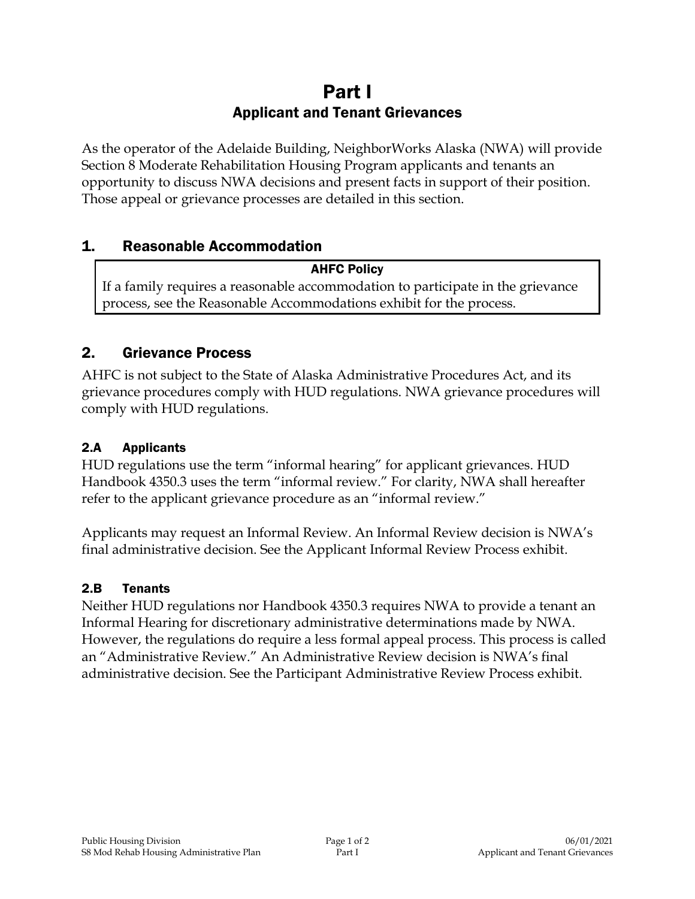# Part I

## Applicant and Tenant Grievances

As the operator of the Adelaide Building, NeighborWorks Alaska (NWA) will provide Section 8 Moderate Rehabilitation Housing Program applicants and tenants an opportunity to discuss NWA decisions and present facts in support of their position. Those appeal or grievance processes are detailed in this section.

## 1. Reasonable Accommodation

> **AHFC Policy**
>
> If a family requires a reasonable accommodation to participate in the grievance process, see the Reasonable Accommodations exhibit for the process.

## 2. Grievance Process

AHFC is not subject to the State of Alaska Administrative Procedures Act, and its grievance procedures comply with HUD regulations. NWA grievance procedures will comply with HUD regulations.

### 2.A Applicants

HUD regulations use the term "informal hearing" for applicant grievances. HUD Handbook 4350.3 uses the term "informal review." For clarity, NWA shall hereafter refer to the applicant grievance procedure as an "informal review."

Applicants may request an Informal Review. An Informal Review decision is NWA's final administrative decision. See the Applicant Informal Review Process exhibit.

### 2.B Tenants

Neither HUD regulations nor Handbook 4350.3 requires NWA to provide a tenant an Informal Hearing for discretionary administrative determinations made by NWA. However, the regulations do require a less formal appeal process. This process is called an "Administrative Review." An Administrative Review decision is NWA's final administrative decision. See the Participant Administrative Review Process exhibit.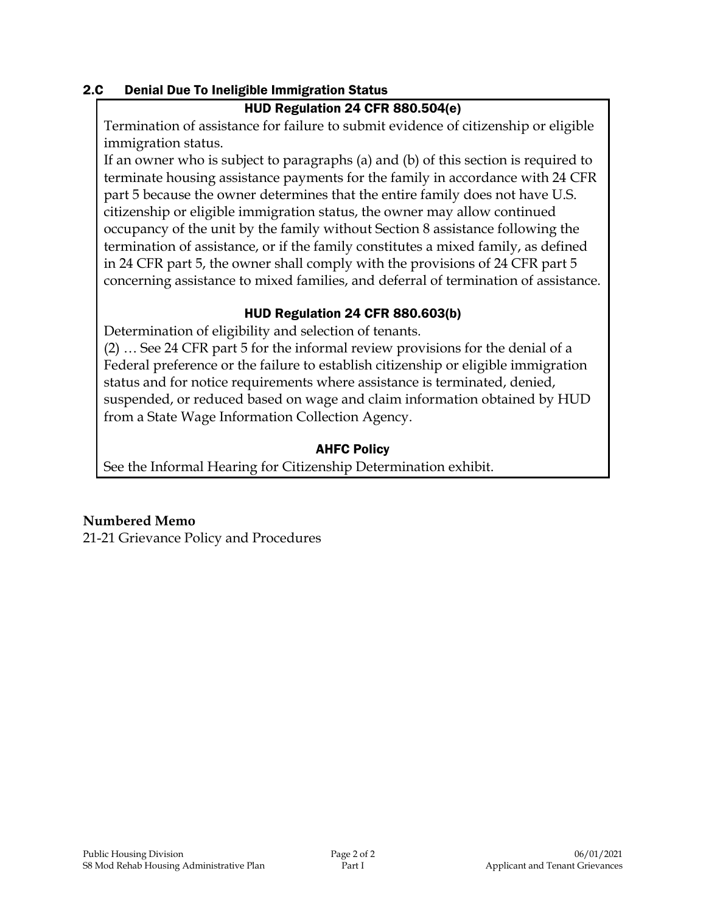## 2.C Denial Due To Ineligible Immigration Status

### HUD Regulation 24 CFR 880.504(e)

Termination of assistance for failure to submit evidence of citizenship or eligible immigration status.

If an owner who is subject to paragraphs (a) and (b) of this section is required to terminate housing assistance payments for the family in accordance with 24 CFR part 5 because the owner determines that the entire family does not have U.S. citizenship or eligible immigration status, the owner may allow continued occupancy of the unit by the family without Section 8 assistance following the termination of assistance, or if the family constitutes a mixed family, as defined in 24 CFR part 5, the owner shall comply with the provisions of 24 CFR part 5 concerning assistance to mixed families, and deferral of termination of assistance.

### HUD Regulation 24 CFR 880.603(b)

Determination of eligibility and selection of tenants.

(2) … See 24 CFR part 5 for the informal review provisions for the denial of a Federal preference or the failure to establish citizenship or eligible immigration status and for notice requirements where assistance is terminated, denied, suspended, or reduced based on wage and claim information obtained by HUD from a State Wage Information Collection Agency.

### AHFC Policy

See the Informal Hearing for Citizenship Determination exhibit.

**Numbered Memo**

21-21 Grievance Policy and Procedures